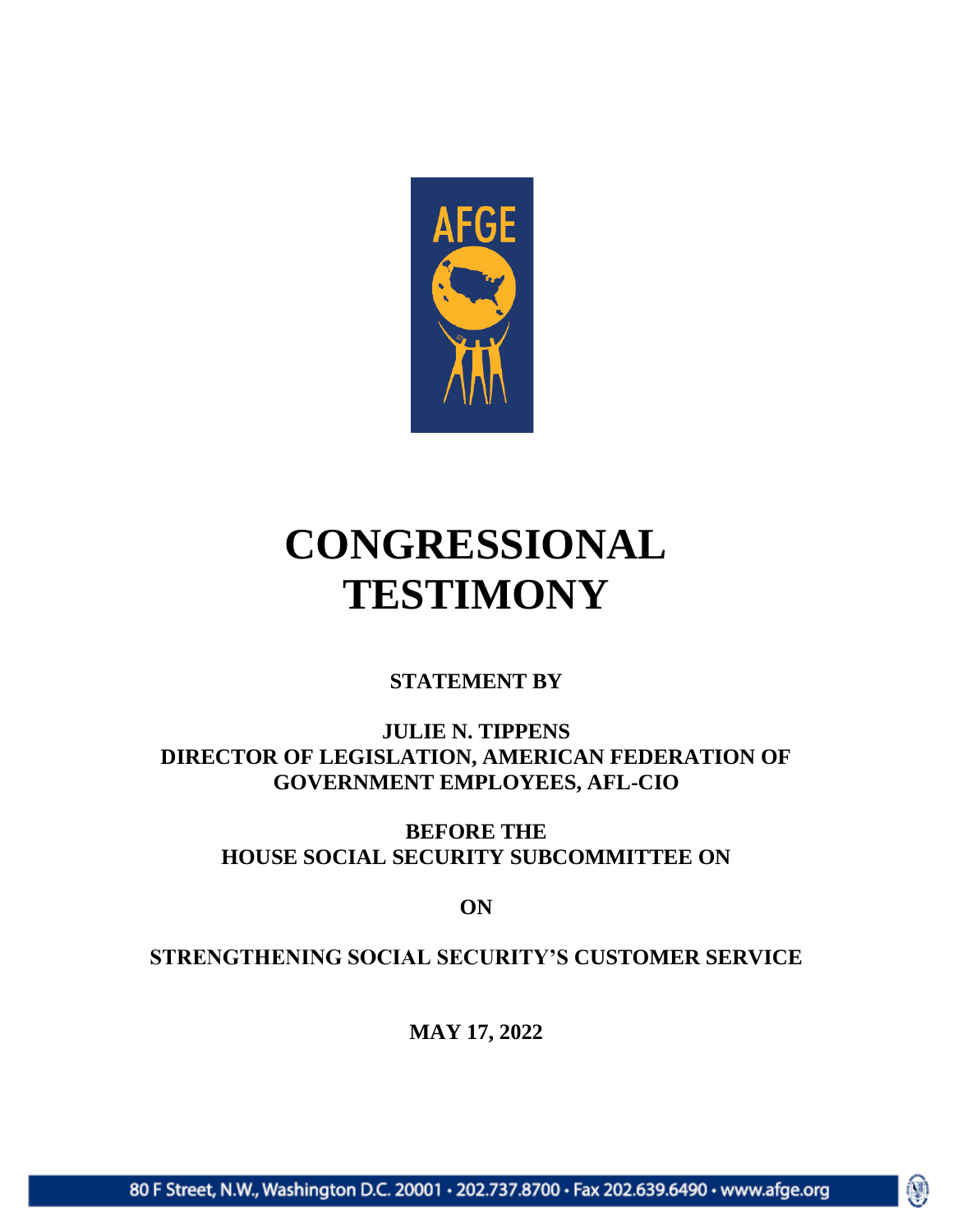AFGE

# CONGRESSIONAL TESTIMONY

**STATEMENT BY**

**JULIE N. TIPPENS**
**DIRECTOR OF LEGISLATION, AMERICAN FEDERATION OF GOVERNMENT EMPLOYEES, AFL-CIO**

**BEFORE THE**
**HOUSE SOCIAL SECURITY SUBCOMMITTEE ON**

**ON**

**STRENGTHENING SOCIAL SECURITY'S CUSTOMER SERVICE**

**MAY 17, 2022**

80 F Street, N.W., Washington D.C. 20001 • 202.737.8700 • Fax 202.639.6490 • www.afge.org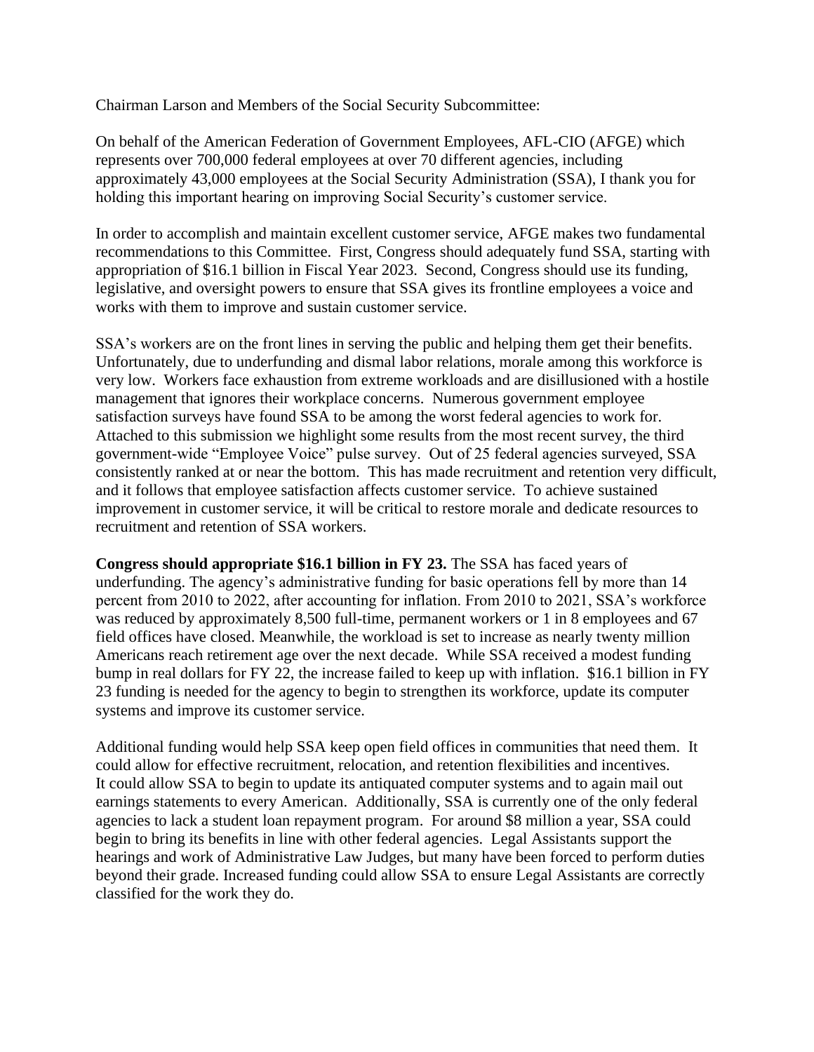Chairman Larson and Members of the Social Security Subcommittee:

On behalf of the American Federation of Government Employees, AFL-CIO (AFGE) which represents over 700,000 federal employees at over 70 different agencies, including approximately 43,000 employees at the Social Security Administration (SSA), I thank you for holding this important hearing on improving Social Security's customer service.

In order to accomplish and maintain excellent customer service, AFGE makes two fundamental recommendations to this Committee. First, Congress should adequately fund SSA, starting with appropriation of $16.1 billion in Fiscal Year 2023. Second, Congress should use its funding, legislative, and oversight powers to ensure that SSA gives its frontline employees a voice and works with them to improve and sustain customer service.

SSA's workers are on the front lines in serving the public and helping them get their benefits. Unfortunately, due to underfunding and dismal labor relations, morale among this workforce is very low. Workers face exhaustion from extreme workloads and are disillusioned with a hostile management that ignores their workplace concerns. Numerous government employee satisfaction surveys have found SSA to be among the worst federal agencies to work for. Attached to this submission we highlight some results from the most recent survey, the third government-wide "Employee Voice" pulse survey. Out of 25 federal agencies surveyed, SSA consistently ranked at or near the bottom. This has made recruitment and retention very difficult, and it follows that employee satisfaction affects customer service. To achieve sustained improvement in customer service, it will be critical to restore morale and dedicate resources to recruitment and retention of SSA workers.

**Congress should appropriate $16.1 billion in FY 23.** The SSA has faced years of underfunding. The agency's administrative funding for basic operations fell by more than 14 percent from 2010 to 2022, after accounting for inflation. From 2010 to 2021, SSA's workforce was reduced by approximately 8,500 full-time, permanent workers or 1 in 8 employees and 67 field offices have closed. Meanwhile, the workload is set to increase as nearly twenty million Americans reach retirement age over the next decade. While SSA received a modest funding bump in real dollars for FY 22, the increase failed to keep up with inflation. $16.1 billion in FY 23 funding is needed for the agency to begin to strengthen its workforce, update its computer systems and improve its customer service.

Additional funding would help SSA keep open field offices in communities that need them. It could allow for effective recruitment, relocation, and retention flexibilities and incentives. It could allow SSA to begin to update its antiquated computer systems and to again mail out earnings statements to every American. Additionally, SSA is currently one of the only federal agencies to lack a student loan repayment program. For around $8 million a year, SSA could begin to bring its benefits in line with other federal agencies. Legal Assistants support the hearings and work of Administrative Law Judges, but many have been forced to perform duties beyond their grade. Increased funding could allow SSA to ensure Legal Assistants are correctly classified for the work they do.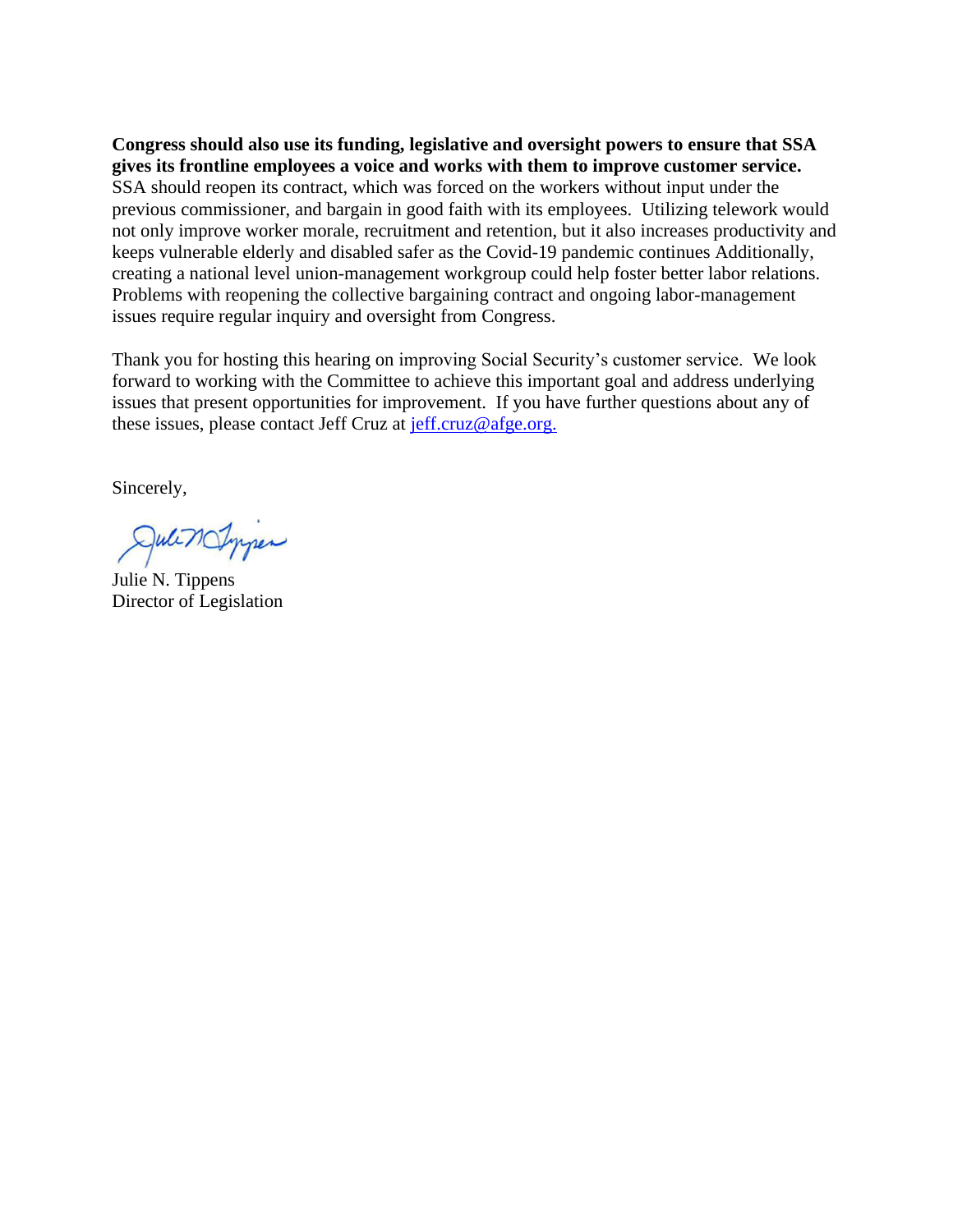**Congress should also use its funding, legislative and oversight powers to ensure that SSA gives its frontline employees a voice and works with them to improve customer service.** SSA should reopen its contract, which was forced on the workers without input under the previous commissioner, and bargain in good faith with its employees. Utilizing telework would not only improve worker morale, recruitment and retention, but it also increases productivity and keeps vulnerable elderly and disabled safer as the Covid-19 pandemic continues Additionally, creating a national level union-management workgroup could help foster better labor relations. Problems with reopening the collective bargaining contract and ongoing labor-management issues require regular inquiry and oversight from Congress.

Thank you for hosting this hearing on improving Social Security's customer service. We look forward to working with the Committee to achieve this important goal and address underlying issues that present opportunities for improvement. If you have further questions about any of these issues, please contact Jeff Cruz at [jeff.cruz@afge.org.](mailto:jeff.cruz@afge.org)

Sincerely,

Julie N. Tippens
Director of Legislation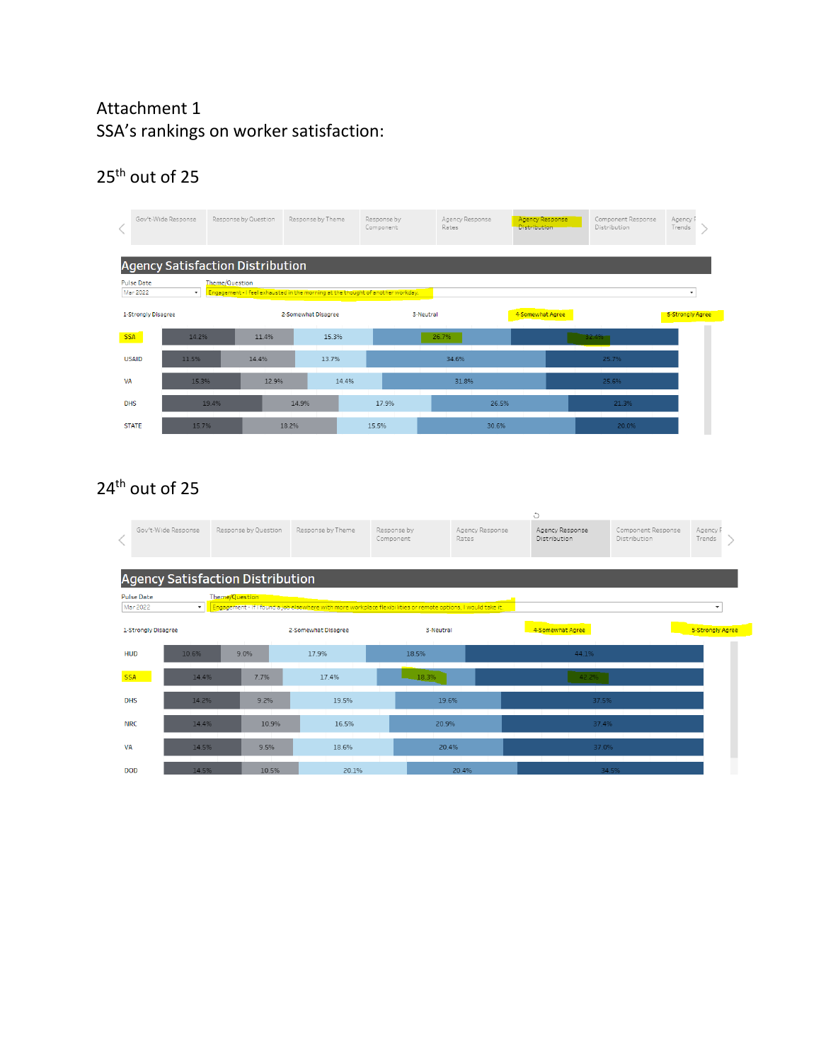Attachment 1

SSA's rankings on worker satisfaction:

25th out of 25

Gov't-Wide Response | Response by Question | Response by Theme | Response by Component | Agency Response Rates | Agency Response Distribution | Component Response Distribution | Agency Trends

## Agency Satisfaction Distribution

Pulse Date: Mar 2022

Theme/Question: Engagement - I feel exhausted in the morning at the thought of another workday.

| Agency | 1-Strongly Disagree | 2-Somewhat Disagree | 3-Neutral | 4-Somewhat Agree | 5-Strongly Agree |
|---|---|---|---|---|---|
| SSA | 14.2% | 11.4% | 15.3% | 26.7% | 32.4% |
| USAID | 11.5% | 14.4% | 13.7% | 34.6% | 25.7% |
| VA | 15.3% | 12.9% | 14.4% | 31.8% | 25.6% |
| DHS | 19.4% | 14.9% | 17.9% | 26.5% | 21.3% |
| STATE | 15.7% | 18.2% | 15.5% | 30.6% | 20.0% |

24th out of 25

Gov't-Wide Response | Response by Question | Response by Theme | Response by Component | Agency Response Rates | Agency Response Distribution | Component Response Distribution | Agency Trends

## Agency Satisfaction Distribution

Pulse Date: Mar 2022

Theme/Question: Engagement - If I found a job elsewhere with more workplace flexibilities or remote options, I would take it.

| Agency | 1-Strongly Disagree | 2-Somewhat Disagree | 3-Neutral | 4-Somewhat Agree | 5-Strongly Agree |
|---|---|---|---|---|---|
| HUD | 10.6% | 9.0% | 17.9% | 18.5% | 44.1% |
| SSA | 14.4% | 7.7% | 17.4% | 18.3% | 42.2% |
| DHS | 14.2% | 9.2% | 19.5% | 19.6% | 37.5% |
| NRC | 14.4% | 10.9% | 16.5% | 20.9% | 37.4% |
| VA | 14.5% | 9.5% | 18.6% | 20.4% | 37.0% |
| DOD | 14.5% | 10.5% | 20.1% | 20.4% | 34.5% |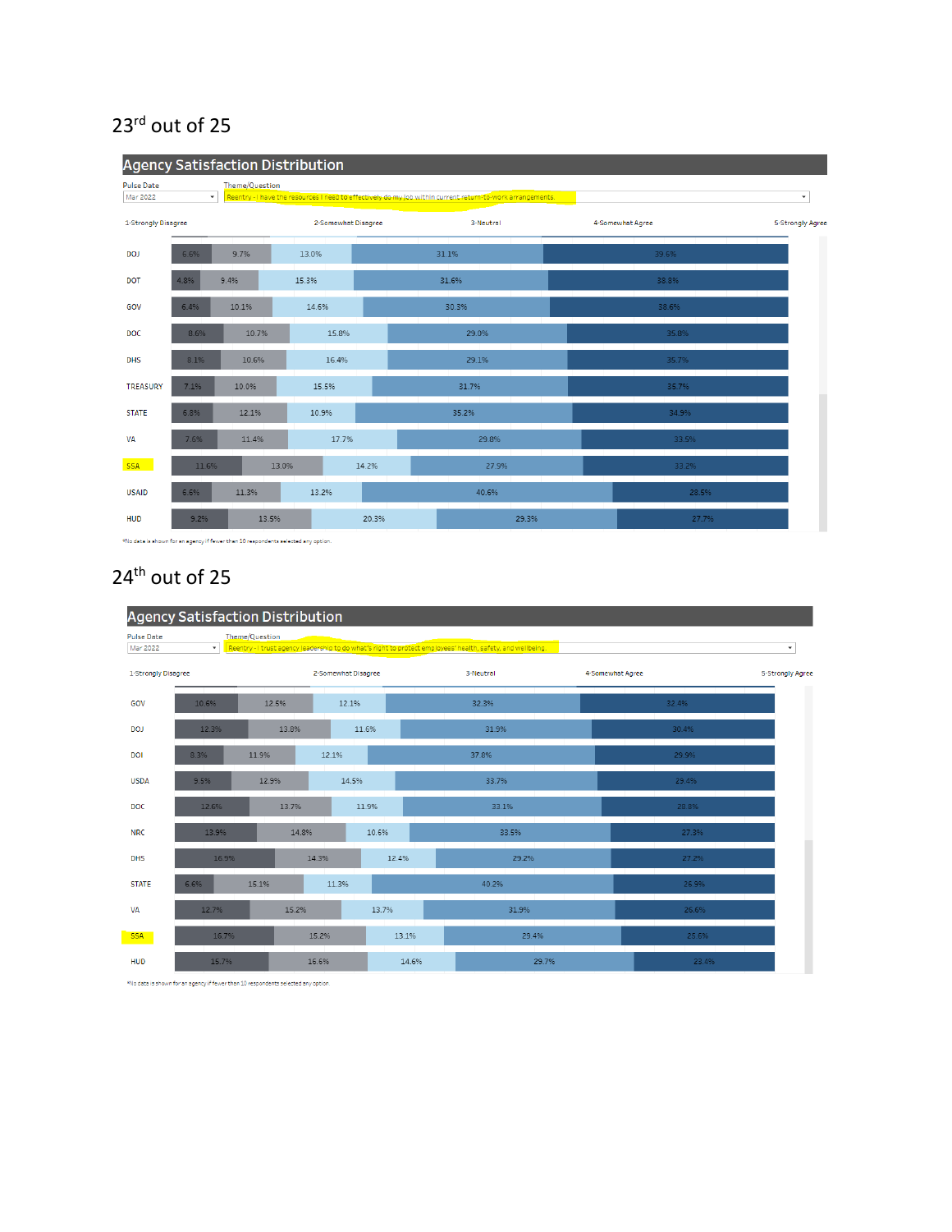# 23rd out of 25

## Agency Satisfaction Distribution

Pulse Date: Mar 2022

Theme/Question: Reentry - I have the resources I need to effectively do my job within current return-to-work arrangements.

| Agency | 1-Strongly Disagree | 2-Somewhat Disagree | 3-Neutral | 4-Somewhat Agree | 5-Strongly Agree |
|---|---|---|---|---|---|
| DOJ | 6.6% | 9.7% | 13.0% | 31.1% | 39.6% |
| DOT | 4.8% | 9.4% | 15.3% | 31.6% | 38.8% |
| GOV | 6.4% | 10.1% | 14.6% | 30.3% | 38.6% |
| DOC | 8.6% | 10.7% | 15.8% | 29.0% | 35.8% |
| DHS | 8.1% | 10.6% | 16.4% | 29.1% | 35.7% |
| TREASURY | 7.1% | 10.0% | 15.5% | 31.7% | 35.7% |
| STATE | 6.8% | 12.1% | 10.9% | 35.2% | 34.9% |
| VA | 7.6% | 11.4% | 17.7% | 29.8% | 33.5% |
| SSA | 11.6% | 13.0% | 14.2% | 27.9% | 33.2% |
| USAID | 6.6% | 11.3% | 13.2% | 40.6% | 28.5% |
| HUD | 9.2% | 13.5% | 20.3% | 29.3% | 27.7% |

*No data is shown for an agency if fewer than 10 respondents selected any option.

# 24th out of 25

## Agency Satisfaction Distribution

Pulse Date: Mar 2022

Theme/Question: Reentry - I trust agency leadership to do what's right to protect employees' health, safety, and wellbeing.

| Agency | 1-Strongly Disagree | 2-Somewhat Disagree | 3-Neutral | 4-Somewhat Agree | 5-Strongly Agree |
|---|---|---|---|---|---|
| GOV | 10.6% | 12.5% | 12.1% | 32.3% | 32.4% |
| DOJ | 12.3% | 13.8% | 11.6% | 31.9% | 30.4% |
| DOI | 8.3% | 11.9% | 12.1% | 37.8% | 29.9% |
| USDA | 9.5% | 12.9% | 14.5% | 33.7% | 29.4% |
| DOC | 12.6% | 13.7% | 11.9% | 33.1% | 28.8% |
| NRC | 13.9% | 14.8% | 10.6% | 33.5% | 27.3% |
| DHS | 16.9% | 14.3% | 12.4% | 29.2% | 27.2% |
| STATE | 6.6% | 15.1% | 11.3% | 40.2% | 26.9% |
| VA | 12.7% | 15.2% | 13.7% | 31.9% | 26.6% |
| SSA | 16.7% | 15.2% | 13.1% | 29.4% | 25.6% |
| HUD | 15.7% | 16.6% | 14.6% | 29.7% | 23.4% |

*No data is shown for an agency if fewer than 10 respondents selected any option.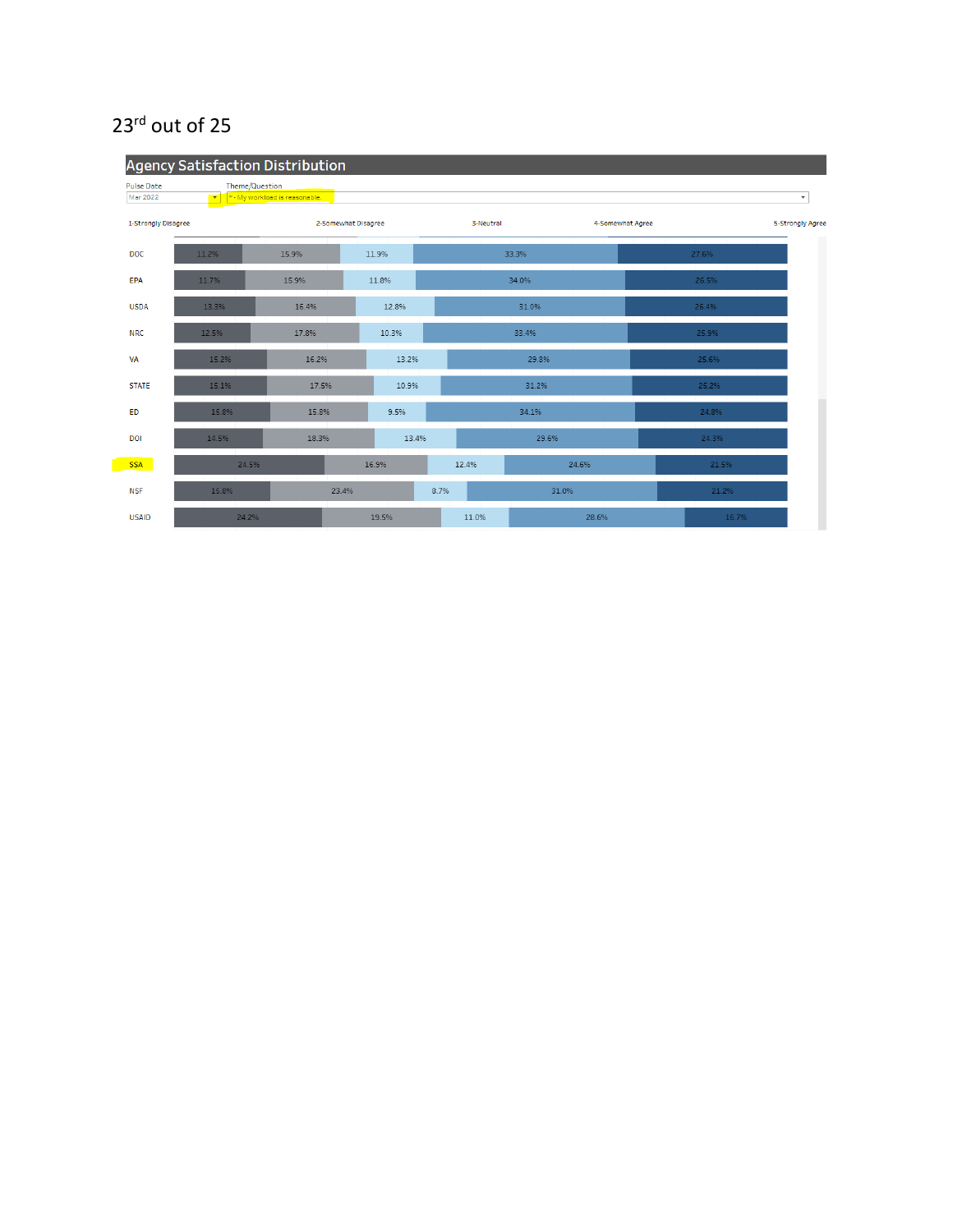23rd out of 25

Agency Satisfaction Distribution

Pulse Date
Mar 2022

Theme/Question
• My workload is reasonable.

1-Strongly Disagree
2-Somewhat Disagree
3-Neutral
4-Somewhat Agree
5-Strongly Agree

DOC 11.2% 15.9% 11.9% 33.3% 27.6%
EPA 11.7% 15.9% 11.8% 34.0% 26.5%
USDA 13.3% 16.4% 12.8% 31.0% 26.4%
NRC 12.5% 17.8% 10.3% 33.4% 25.9%
VA 15.2% 16.2% 13.2% 29.8% 25.6%
STATE 15.1% 17.5% 10.9% 31.2% 25.2%
ED 15.8% 15.8% 9.5% 34.1% 24.8%
DOI 14.5% 18.3% 13.4% 29.6% 24.3%
SSA 24.5% 16.9% 12.4% 24.6% 21.5%
NSF 15.8% 23.4% 8.7% 31.0% 21.2%
USAID 24.2% 19.5% 11.0% 28.6% 16.7%